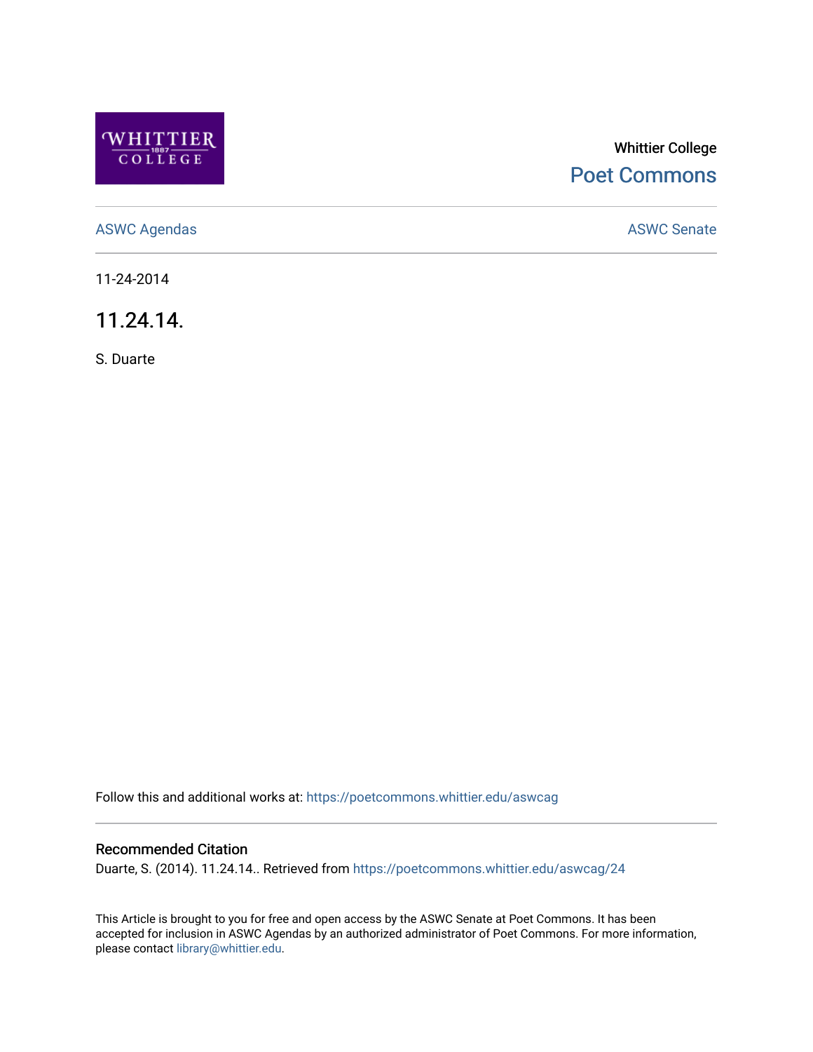Whittier College

Poet Commons

ASWC Agendas

ASWC Senate

11-24-2014

# 11.24.14.

S. Duarte

Follow this and additional works at: https://poetcommons.whittier.edu/aswcag

## Recommended Citation

Duarte, S. (2014). 11.24.14.. Retrieved from https://poetcommons.whittier.edu/aswcag/24

This Article is brought to you for free and open access by the ASWC Senate at Poet Commons. It has been accepted for inclusion in ASWC Agendas by an authorized administrator of Poet Commons. For more information, please contact library@whittier.edu.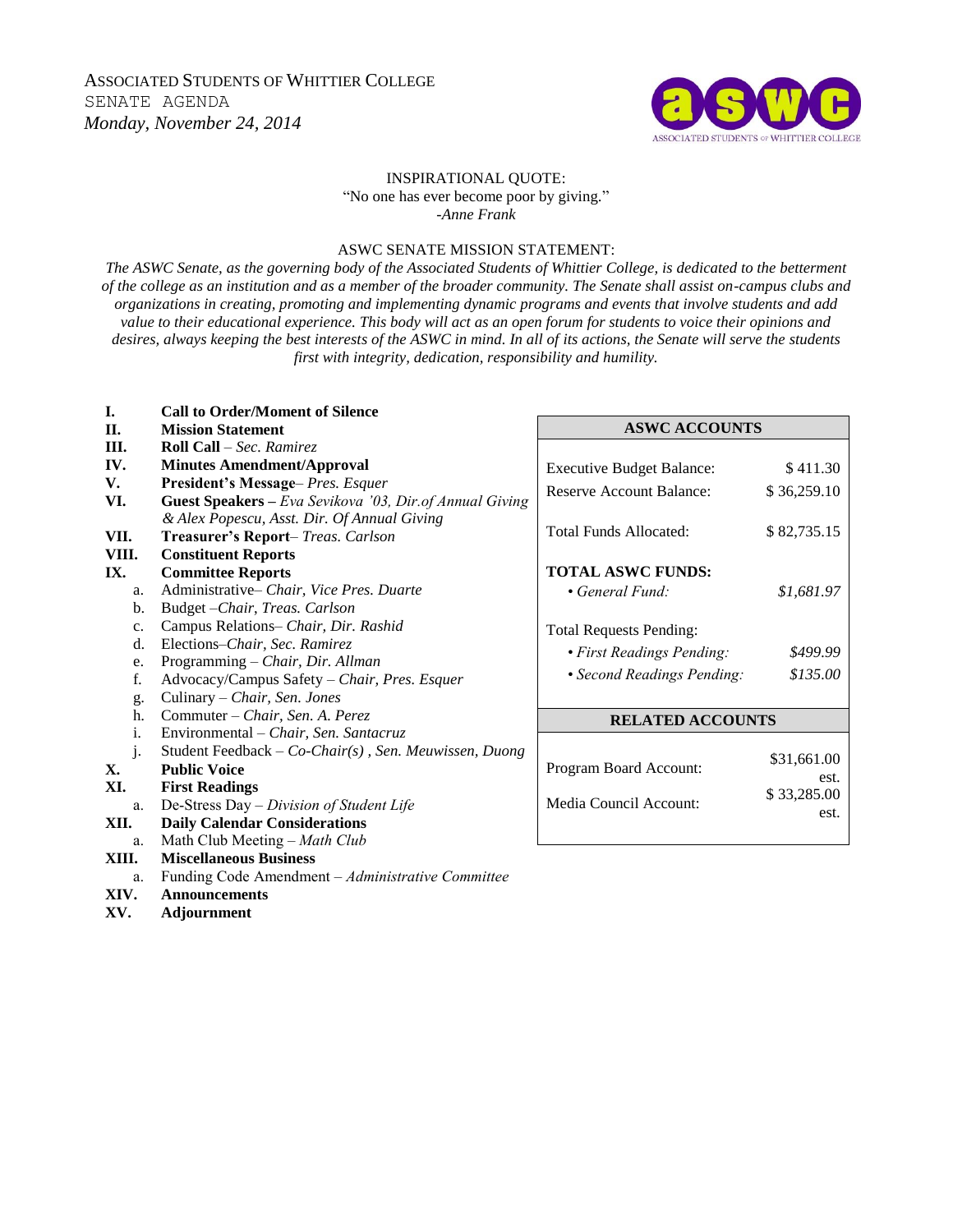ASSOCIATED STUDENTS OF WHITTIER COLLEGE
SENATE AGENDA
*Monday, November 24, 2014*

INSPIRATIONAL QUOTE:
"No one has ever become poor by giving."
*-Anne Frank*

ASWC SENATE MISSION STATEMENT:

*The ASWC Senate, as the governing body of the Associated Students of Whittier College, is dedicated to the betterment of the college as an institution and as a member of the broader community. The Senate shall assist on-campus clubs and organizations in creating, promoting and implementing dynamic programs and events that involve students and add value to their educational experience. This body will act as an open forum for students to voice their opinions and desires, always keeping the best interests of the ASWC in mind. In all of its actions, the Senate will serve the students first with integrity, dedication, responsibility and humility.*

- **I. Call to Order/Moment of Silence**
- **II. Mission Statement**
- **III. Roll Call** – *Sec. Ramirez*
- **IV. Minutes Amendment/Approval**
- **V. President's Message**– *Pres. Esquer*
- **VI. Guest Speakers –** *Eva Sevikova '03, Dir.of Annual Giving & Alex Popescu, Asst. Dir. Of Annual Giving*
- **VII. Treasurer's Report**– *Treas. Carlson*
- **VIII. Constituent Reports**
- **IX. Committee Reports**
  - a. Administrative– *Chair, Vice Pres. Duarte*
  - b. Budget –*Chair, Treas. Carlson*
  - c. Campus Relations– *Chair, Dir. Rashid*
  - d. Elections–*Chair, Sec. Ramirez*
  - e. Programming – *Chair, Dir. Allman*
  - f. Advocacy/Campus Safety – *Chair, Pres. Esquer*
  - g. Culinary – *Chair, Sen. Jones*
  - h. Commuter – *Chair, Sen. A. Perez*
  - i. Environmental – *Chair, Sen. Santacruz*
  - j. Student Feedback – *Co-Chair(s) , Sen. Meuwissen, Duong*
- **X. Public Voice**
- **XI. First Readings**
  - a. De-Stress Day – *Division of Student Life*
- **XII. Daily Calendar Considerations**
  - a. Math Club Meeting – *Math Club*
- **XIII. Miscellaneous Business**
  - a. Funding Code Amendment – *Administrative Committee*
- **XIV. Announcements**
- **XV. Adjournment**

| **ASWC ACCOUNTS** | |
|---|---|
| Executive Budget Balance: | $ 411.30 |
| Reserve Account Balance: | $ 36,259.10 |
| Total Funds Allocated: | $ 82,735.15 |
| **TOTAL ASWC FUNDS:** | |
| *• General Fund:* | *$1,681.97* |
| Total Requests Pending: | |
| *• First Readings Pending:* | *$499.99* |
| *• Second Readings Pending:* | *$135.00* |
| **RELATED ACCOUNTS** | |
| Program Board Account: | $31,661.00 est. |
| Media Council Account: | $ 33,285.00 est. |